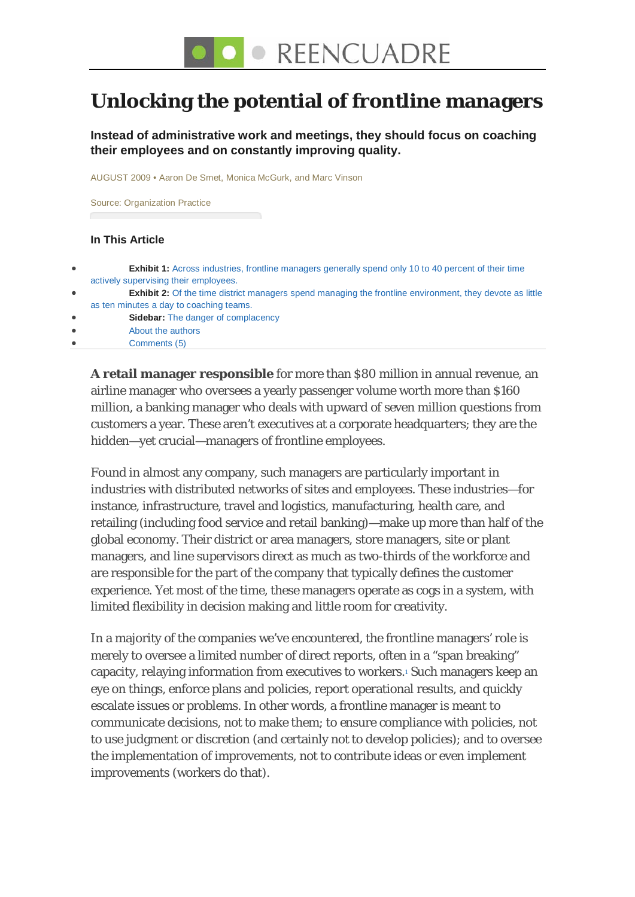# Unlocking the potential of frontline managers

**Instead of administrative work and meetings, they should focus on coaching their employees and on constantly improving quality.**

AUGUST 2009 • Aaron De Smet, Monica McGurk, and Marc Vinson

Source: Organization Practice

### In This Article

- **Exhibit 1:** Across industries, frontline managers generally spend only 10 to 40 percent of their time actively supervising their employees.
- **Exhibit 2:** Of the time district managers spend managing the frontline environment, they devote as little as ten minutes a day to coaching teams.
- **Sidebar:** The danger of complacency
- About the authors
- Comments (5)

**A retail manager responsible** for more than $80 million in annual revenue, an airline manager who oversees a yearly passenger volume worth more than $160 million, a banking manager who deals with upward of seven million questions from customers a year. These aren't executives at a corporate headquarters; they are the hidden—yet crucial—managers of frontline employees.

Found in almost any company, such managers are particularly important in industries with distributed networks of sites and employees. These industries—for instance, infrastructure, travel and logistics, manufacturing, health care, and retailing (including food service and retail banking)—make up more than half of the global economy. Their district or area managers, store managers, site or plant managers, and line supervisors direct as much as two-thirds of the workforce and are responsible for the part of the company that typically defines the customer experience. Yet most of the time, these managers operate as cogs in a system, with limited flexibility in decision making and little room for creativity.

In a majority of the companies we've encountered, the frontline managers' role is merely to oversee a limited number of direct reports, often in a "span breaking" capacity, relaying information from executives to workers.[1] Such managers keep an eye on things, enforce plans and policies, report operational results, and quickly escalate issues or problems. In other words, a frontline manager is meant to communicate decisions, not to make them; to ensure compliance with policies, not to use judgment or discretion (and certainly not to develop policies); and to oversee the implementation of improvements, not to contribute ideas or even implement improvements (workers do that).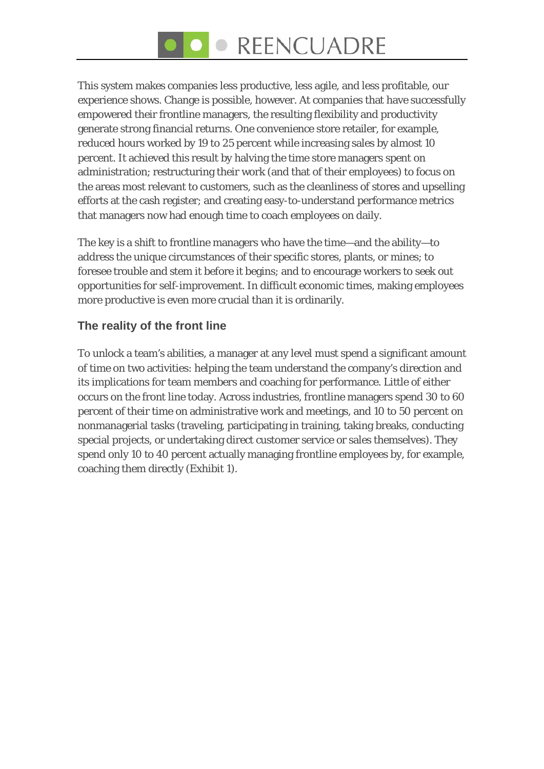This system makes companies less productive, less agile, and less profitable, our experience shows. Change is possible, however. At companies that have successfully empowered their frontline managers, the resulting flexibility and productivity generate strong financial returns. One convenience store retailer, for example, reduced hours worked by 19 to 25 percent while increasing sales by almost 10 percent. It achieved this result by halving the time store managers spent on administration; restructuring their work (and that of their employees) to focus on the areas most relevant to customers, such as the cleanliness of stores and upselling efforts at the cash register; and creating easy-to-understand performance metrics that managers now had enough time to coach employees on daily.

The key is a shift to frontline managers who have the time—and the ability—to address the unique circumstances of their specific stores, plants, or mines; to foresee trouble and stem it before it begins; and to encourage workers to seek out opportunities for self-improvement. In difficult economic times, making employees more productive is even more crucial than it is ordinarily.

## The reality of the front line

To unlock a team's abilities, a manager at any level must spend a significant amount of time on two activities: helping the team understand the company's direction and its implications for team members and coaching for performance. Little of either occurs on the front line today. Across industries, frontline managers spend 30 to 60 percent of their time on administrative work and meetings, and 10 to 50 percent on nonmanagerial tasks (traveling, participating in training, taking breaks, conducting special projects, or undertaking direct customer service or sales themselves). They spend only 10 to 40 percent actually managing frontline employees by, for example, coaching them directly (Exhibit 1).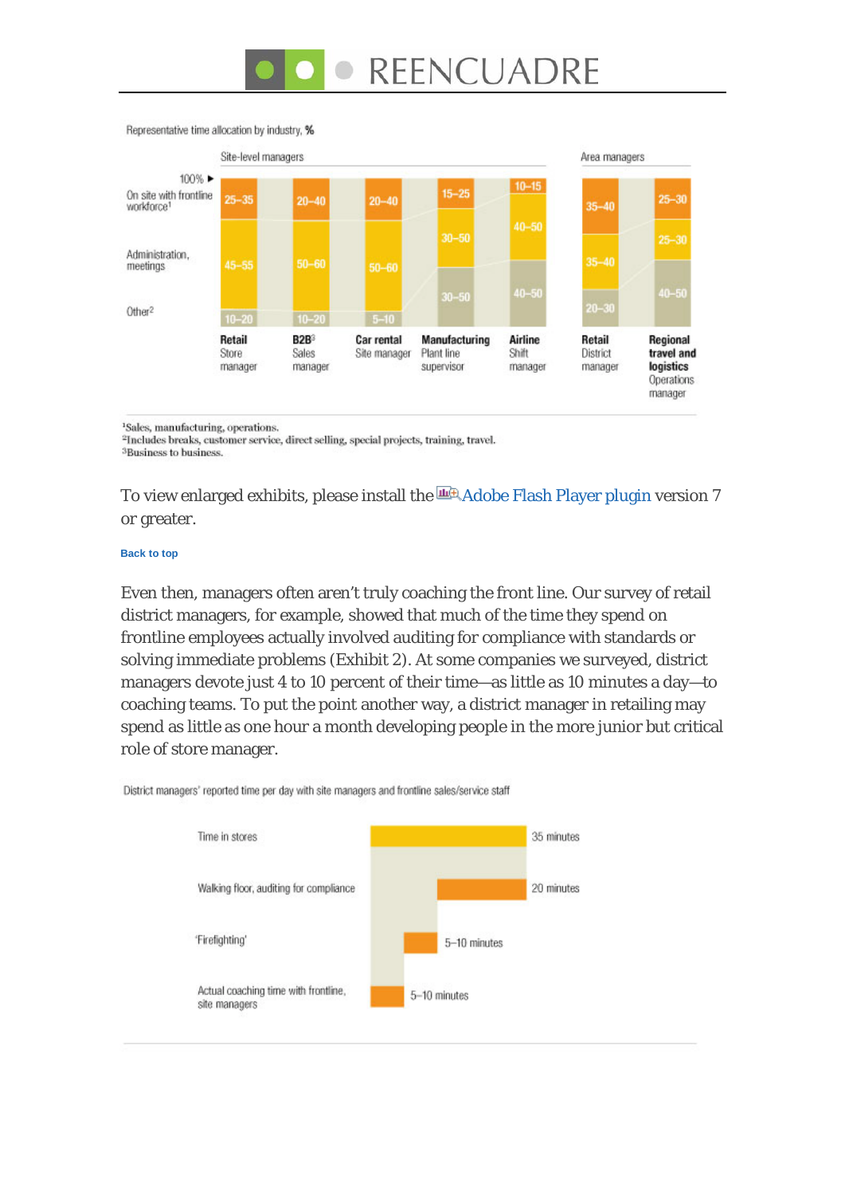Representative time allocation by industry, %

| | Site-level managers | | | | | Area managers | |
|---|---|---|---|---|---|---|---|
| | **Retail** Store manager | **B2B**[3] Sales manager | **Car rental** Site manager | **Manufacturing** Plant line supervisor | **Airline** Shift manager | **Retail** District manager | **Regional travel and logistics** Operations manager |
| On site with frontline workforce[1] | 25–35 | 20–40 | 20–40 | 15–25 | 10–15 | 35–40 | 25–30 |
| Administration, meetings | 45–55 | 50–60 | 50–60 | 30–50 | 40–50 | 35–40 | 25–30 |
| Other[2] | 10–20 | 10–20 | 5–10 | 30–50 | 40–50 | 20–30 | 40–50 |

[1]Sales, manufacturing, operations.
[2]Includes breaks, customer service, direct selling, special projects, training, travel.
[3]Business to business.

To view enlarged exhibits, please install the Adobe Flash Player plugin version 7 or greater.

Back to top

Even then, managers often aren't truly coaching the front line. Our survey of retail district managers, for example, showed that much of the time they spend on frontline employees actually involved auditing for compliance with standards or solving immediate problems (Exhibit 2). At some companies we surveyed, district managers devote just 4 to 10 percent of their time—as little as 10 minutes a day—to coaching teams. To put the point another way, a district manager in retailing may spend as little as one hour a month developing people in the more junior but critical role of store manager.

District managers' reported time per day with site managers and frontline sales/service staff

| Activity | Time |
|---|---|
| Time in stores | 35 minutes |
| Walking floor, auditing for compliance | 20 minutes |
| 'Firefighting' | 5–10 minutes |
| Actual coaching time with frontline, site managers | 5–10 minutes |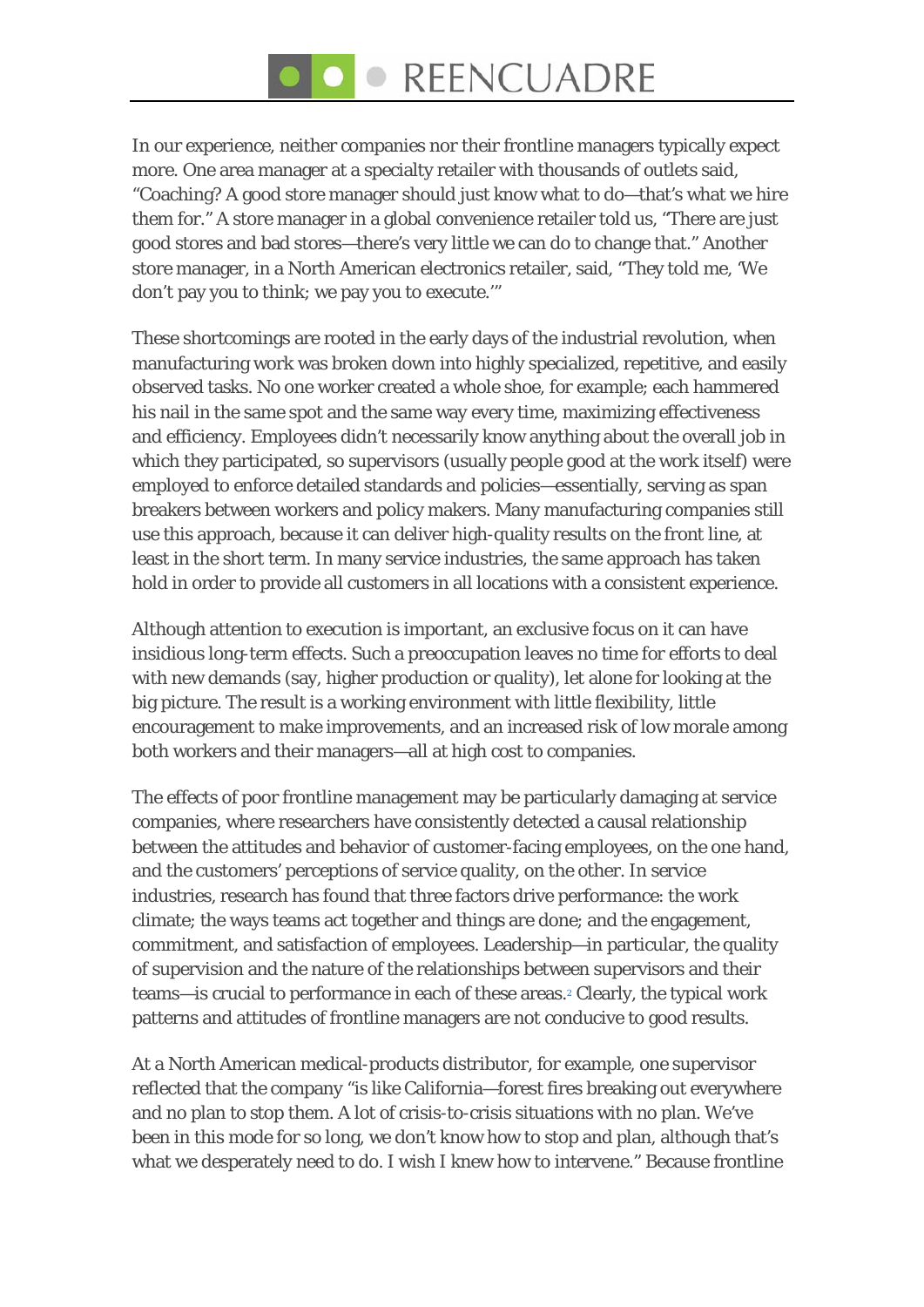In our experience, neither companies nor their frontline managers typically expect more. One area manager at a specialty retailer with thousands of outlets said, "Coaching? A good store manager should just know what to do—that's what we hire them for." A store manager in a global convenience retailer told us, "There are just good stores and bad stores—there's very little we can do to change that." Another store manager, in a North American electronics retailer, said, "They told me, 'We don't pay you to think; we pay you to execute.'"

These shortcomings are rooted in the early days of the industrial revolution, when manufacturing work was broken down into highly specialized, repetitive, and easily observed tasks. No one worker created a whole shoe, for example; each hammered his nail in the same spot and the same way every time, maximizing effectiveness and efficiency. Employees didn't necessarily know anything about the overall job in which they participated, so supervisors (usually people good at the work itself) were employed to enforce detailed standards and policies—essentially, serving as span breakers between workers and policy makers. Many manufacturing companies still use this approach, because it can deliver high-quality results on the front line, at least in the short term. In many service industries, the same approach has taken hold in order to provide all customers in all locations with a consistent experience.

Although attention to execution is important, an exclusive focus on it can have insidious long-term effects. Such a preoccupation leaves no time for efforts to deal with new demands (say, higher production or quality), let alone for looking at the big picture. The result is a working environment with little flexibility, little encouragement to make improvements, and an increased risk of low morale among both workers and their managers—all at high cost to companies.

The effects of poor frontline management may be particularly damaging at service companies, where researchers have consistently detected a causal relationship between the attitudes and behavior of customer-facing employees, on the one hand, and the customers' perceptions of service quality, on the other. In service industries, research has found that three factors drive performance: the work climate; the ways teams act together and things are done; and the engagement, commitment, and satisfaction of employees. Leadership—in particular, the quality of supervision and the nature of the relationships between supervisors and their teams—is crucial to performance in each of these areas.[2] Clearly, the typical work patterns and attitudes of frontline managers are not conducive to good results.

At a North American medical-products distributor, for example, one supervisor reflected that the company "is like California—forest fires breaking out everywhere and no plan to stop them. A lot of crisis-to-crisis situations with no plan. We've been in this mode for so long, we don't know how to stop and plan, although that's what we desperately need to do. I wish I knew how to intervene." Because frontline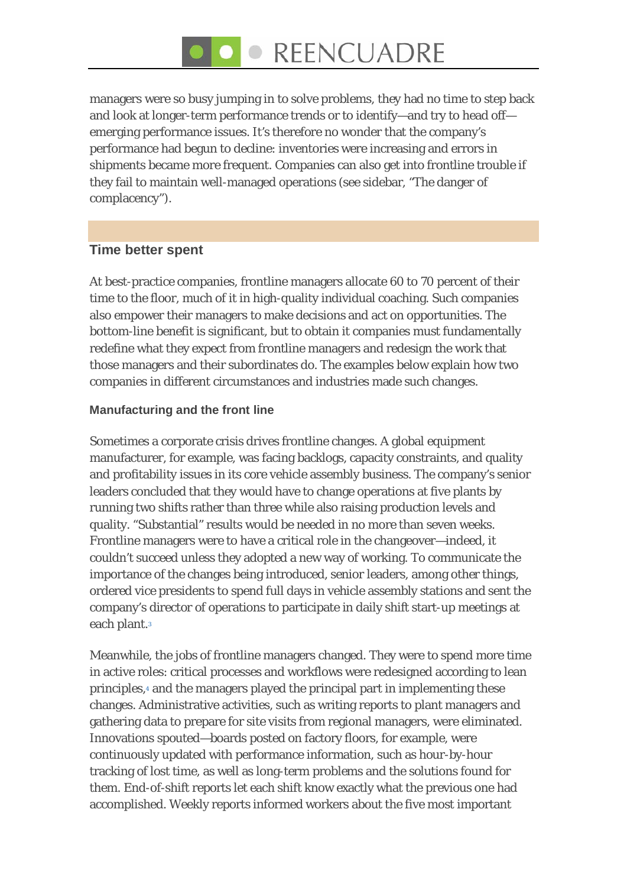managers were so busy jumping in to solve problems, they had no time to step back and look at longer-term performance trends or to identify—and try to head off—emerging performance issues. It's therefore no wonder that the company's performance had begun to decline: inventories were increasing and errors in shipments became more frequent. Companies can also get into frontline trouble if they fail to maintain well-managed operations (see sidebar, "The danger of complacency").

## Time better spent

At best-practice companies, frontline managers allocate 60 to 70 percent of their time to the floor, much of it in high-quality individual coaching. Such companies also empower their managers to make decisions and act on opportunities. The bottom-line benefit is significant, but to obtain it companies must fundamentally redefine what they expect from frontline managers and redesign the work that those managers and their subordinates do. The examples below explain how two companies in different circumstances and industries made such changes.

### Manufacturing and the front line

Sometimes a corporate crisis drives frontline changes. A global equipment manufacturer, for example, was facing backlogs, capacity constraints, and quality and profitability issues in its core vehicle assembly business. The company's senior leaders concluded that they would have to change operations at five plants by running two shifts rather than three while also raising production levels and quality. "Substantial" results would be needed in no more than seven weeks. Frontline managers were to have a critical role in the changeover—indeed, it couldn't succeed unless they adopted a new way of working. To communicate the importance of the changes being introduced, senior leaders, among other things, ordered vice presidents to spend full days in vehicle assembly stations and sent the company's director of operations to participate in daily shift start-up meetings at each plant.[3]

Meanwhile, the jobs of frontline managers changed. They were to spend more time in active roles: critical processes and workflows were redesigned according to lean principles,[4] and the managers played the principal part in implementing these changes. Administrative activities, such as writing reports to plant managers and gathering data to prepare for site visits from regional managers, were eliminated. Innovations spouted—boards posted on factory floors, for example, were continuously updated with performance information, such as hour-by-hour tracking of lost time, as well as long-term problems and the solutions found for them. End-of-shift reports let each shift know exactly what the previous one had accomplished. Weekly reports informed workers about the five most important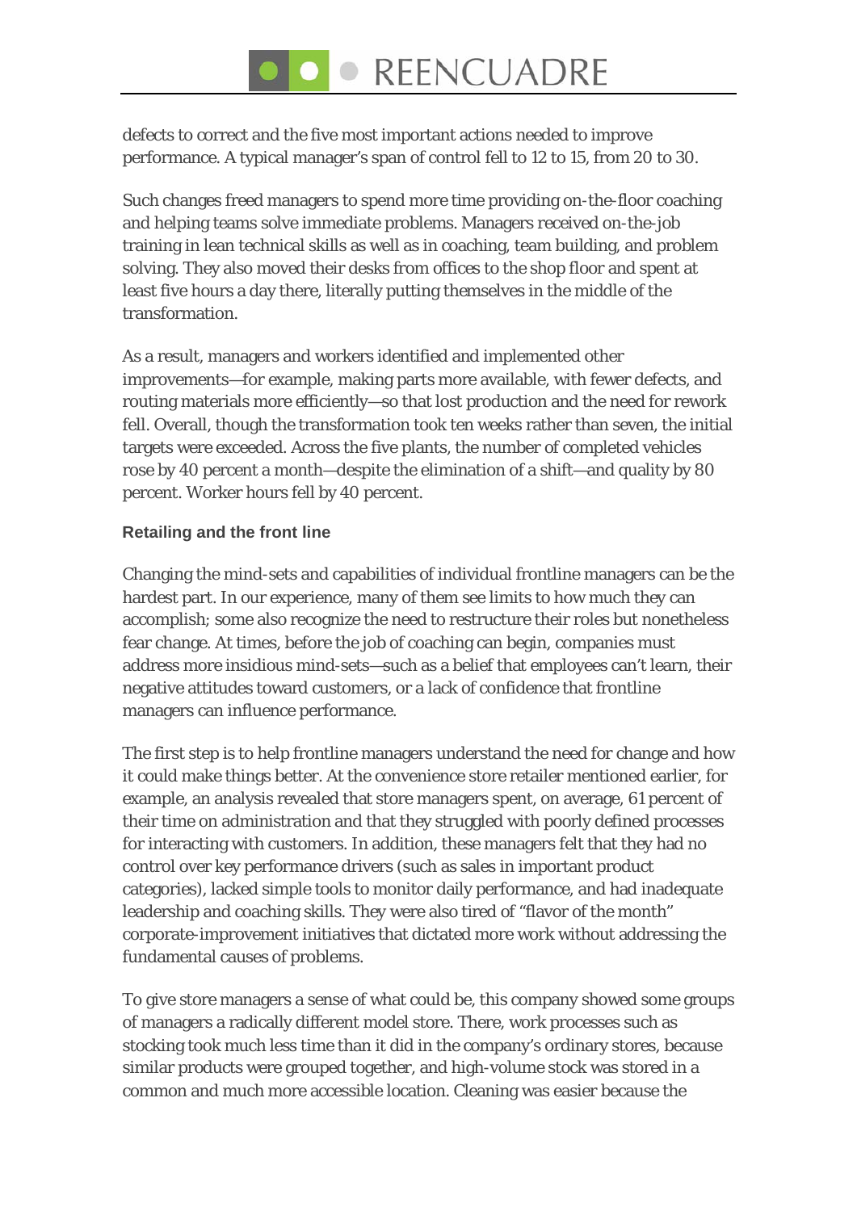defects to correct and the five most important actions needed to improve performance. A typical manager's span of control fell to 12 to 15, from 20 to 30.

Such changes freed managers to spend more time providing on-the-floor coaching and helping teams solve immediate problems. Managers received on-the-job training in lean technical skills as well as in coaching, team building, and problem solving. They also moved their desks from offices to the shop floor and spent at least five hours a day there, literally putting themselves in the middle of the transformation.

As a result, managers and workers identified and implemented other improvements—for example, making parts more available, with fewer defects, and routing materials more efficiently—so that lost production and the need for rework fell. Overall, though the transformation took ten weeks rather than seven, the initial targets were exceeded. Across the five plants, the number of completed vehicles rose by 40 percent a month—despite the elimination of a shift—and quality by 80 percent. Worker hours fell by 40 percent.

### Retailing and the front line

Changing the mind-sets and capabilities of individual frontline managers can be the hardest part. In our experience, many of them see limits to how much they can accomplish; some also recognize the need to restructure their roles but nonetheless fear change. At times, before the job of coaching can begin, companies must address more insidious mind-sets—such as a belief that employees can't learn, their negative attitudes toward customers, or a lack of confidence that frontline managers can influence performance.

The first step is to help frontline managers understand the need for change and how it could make things better. At the convenience store retailer mentioned earlier, for example, an analysis revealed that store managers spent, on average, 61 percent of their time on administration and that they struggled with poorly defined processes for interacting with customers. In addition, these managers felt that they had no control over key performance drivers (such as sales in important product categories), lacked simple tools to monitor daily performance, and had inadequate leadership and coaching skills. They were also tired of "flavor of the month" corporate-improvement initiatives that dictated more work without addressing the fundamental causes of problems.

To give store managers a sense of what could be, this company showed some groups of managers a radically different model store. There, work processes such as stocking took much less time than it did in the company's ordinary stores, because similar products were grouped together, and high-volume stock was stored in a common and much more accessible location. Cleaning was easier because the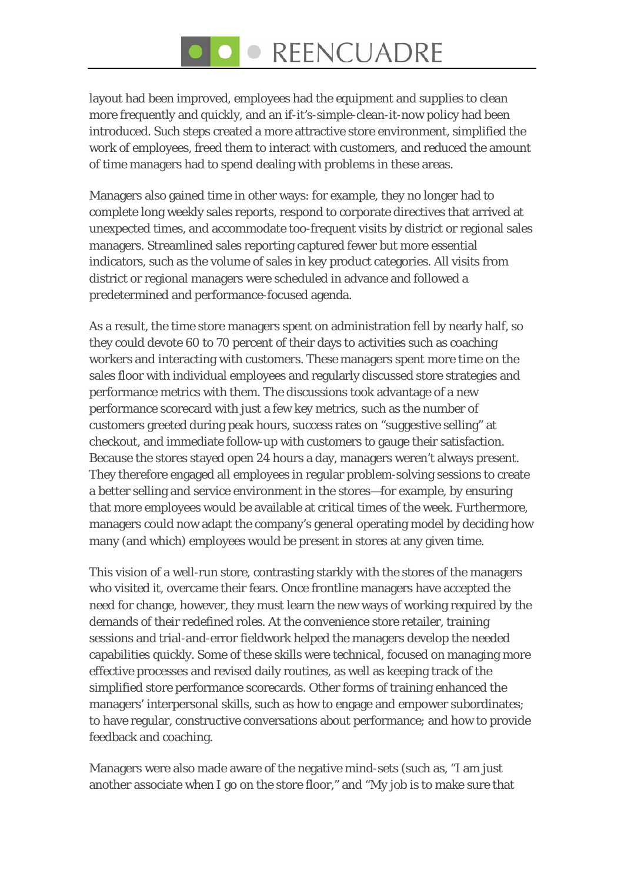layout had been improved, employees had the equipment and supplies to clean more frequently and quickly, and an if-it's-simple-clean-it-now policy had been introduced. Such steps created a more attractive store environment, simplified the work of employees, freed them to interact with customers, and reduced the amount of time managers had to spend dealing with problems in these areas.

Managers also gained time in other ways: for example, they no longer had to complete long weekly sales reports, respond to corporate directives that arrived at unexpected times, and accommodate too-frequent visits by district or regional sales managers. Streamlined sales reporting captured fewer but more essential indicators, such as the volume of sales in key product categories. All visits from district or regional managers were scheduled in advance and followed a predetermined and performance-focused agenda.

As a result, the time store managers spent on administration fell by nearly half, so they could devote 60 to 70 percent of their days to activities such as coaching workers and interacting with customers. These managers spent more time on the sales floor with individual employees and regularly discussed store strategies and performance metrics with them. The discussions took advantage of a new performance scorecard with just a few key metrics, such as the number of customers greeted during peak hours, success rates on "suggestive selling" at checkout, and immediate follow-up with customers to gauge their satisfaction. Because the stores stayed open 24 hours a day, managers weren't always present. They therefore engaged all employees in regular problem-solving sessions to create a better selling and service environment in the stores—for example, by ensuring that more employees would be available at critical times of the week. Furthermore, managers could now adapt the company's general operating model by deciding how many (and which) employees would be present in stores at any given time.

This vision of a well-run store, contrasting starkly with the stores of the managers who visited it, overcame their fears. Once frontline managers have accepted the need for change, however, they must learn the new ways of working required by the demands of their redefined roles. At the convenience store retailer, training sessions and trial-and-error fieldwork helped the managers develop the needed capabilities quickly. Some of these skills were technical, focused on managing more effective processes and revised daily routines, as well as keeping track of the simplified store performance scorecards. Other forms of training enhanced the managers' interpersonal skills, such as how to engage and empower subordinates; to have regular, constructive conversations about performance; and how to provide feedback and coaching.

Managers were also made aware of the negative mind-sets (such as, "I am just another associate when I go on the store floor," and "My job is to make sure that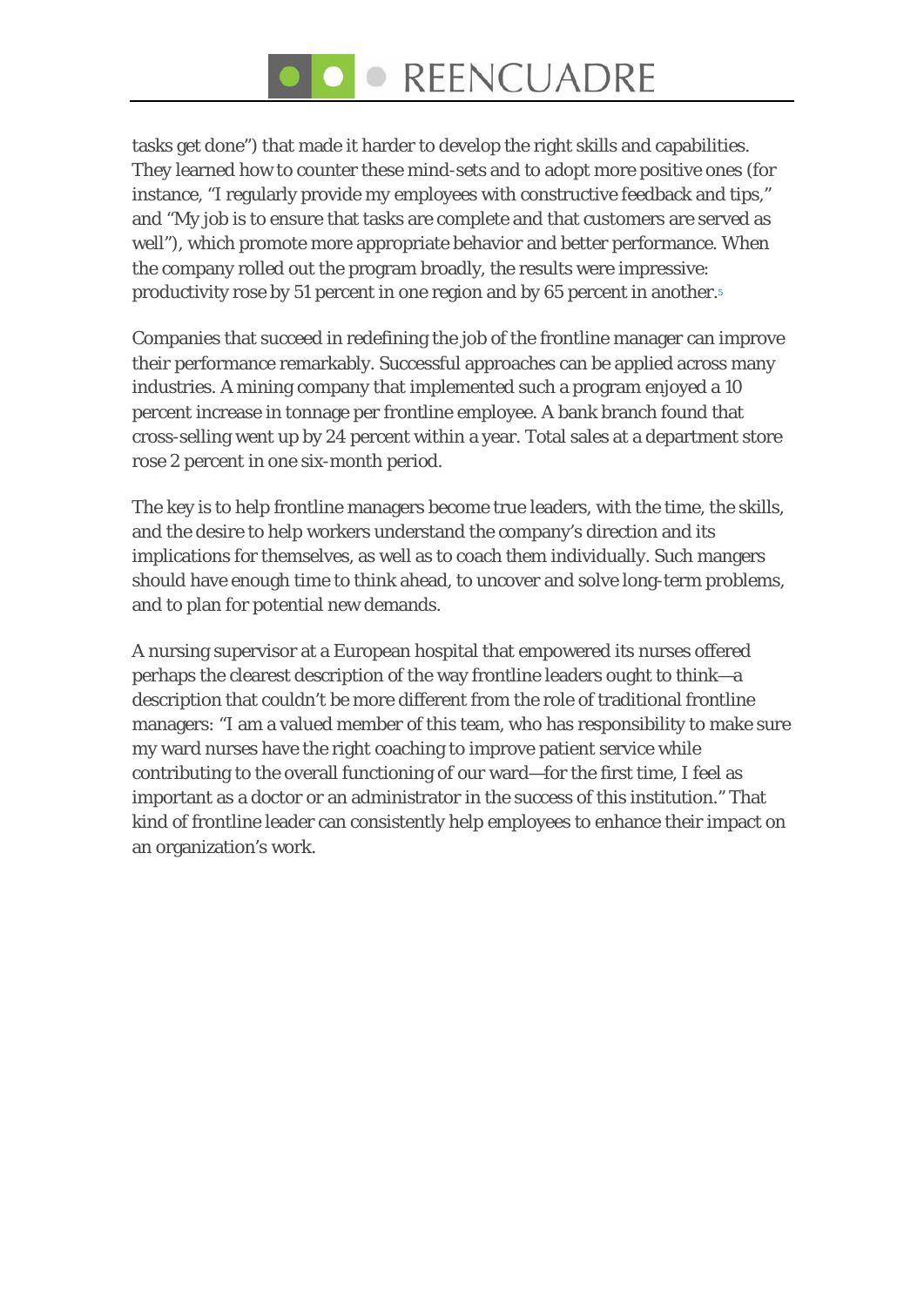tasks get done") that made it harder to develop the right skills and capabilities. They learned how to counter these mind-sets and to adopt more positive ones (for instance, "I regularly provide my employees with constructive feedback and tips," and "My job is to ensure that tasks are complete and that customers are served as well"), which promote more appropriate behavior and better performance. When the company rolled out the program broadly, the results were impressive: productivity rose by 51 percent in one region and by 65 percent in another.[5]

Companies that succeed in redefining the job of the frontline manager can improve their performance remarkably. Successful approaches can be applied across many industries. A mining company that implemented such a program enjoyed a 10 percent increase in tonnage per frontline employee. A bank branch found that cross-selling went up by 24 percent within a year. Total sales at a department store rose 2 percent in one six-month period.

The key is to help frontline managers become true leaders, with the time, the skills, and the desire to help workers understand the company's direction and its implications for themselves, as well as to coach them individually. Such mangers should have enough time to think ahead, to uncover and solve long-term problems, and to plan for potential new demands.

A nursing supervisor at a European hospital that empowered its nurses offered perhaps the clearest description of the way frontline leaders ought to think—a description that couldn't be more different from the role of traditional frontline managers: "I am a valued member of this team, who has responsibility to make sure my ward nurses have the right coaching to improve patient service while contributing to the overall functioning of our ward—for the first time, I feel as important as a doctor or an administrator in the success of this institution." That kind of frontline leader can consistently help employees to enhance their impact on an organization's work.